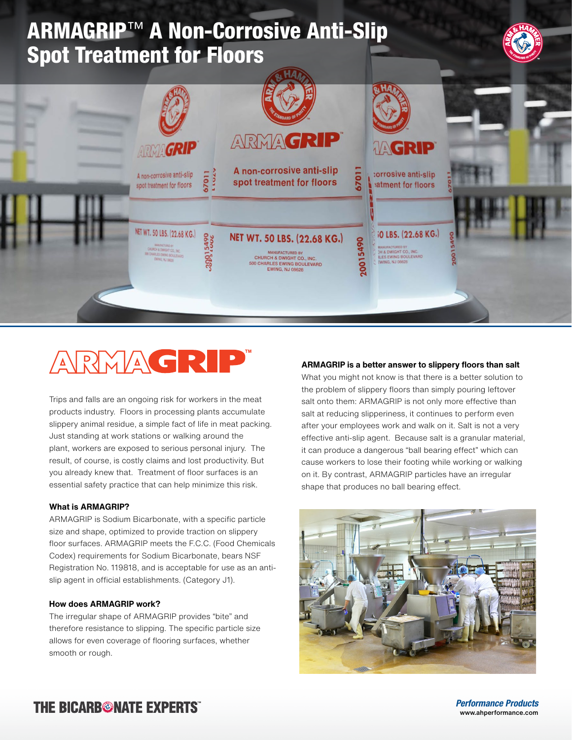# ARMAGRIP™ A Non-Corrosive Anti-Slip Spot Treatment for Floors

## ARMAGRIP™

Trips and falls are an ongoing risk for workers in the meat products industry. Floors in processing plants accumulate slippery animal residue, a simple fact of life in meat packing. Just standing at work stations or walking around the plant, workers are exposed to serious personal injury. The result, of course, is costly claims and lost productivity. But you already knew that. Treatment of floor surfaces is an essential safety practice that can help minimize this risk.

### What is ARMAGRIP?

ARMAGRIP is Sodium Bicarbonate, with a specific particle size and shape, optimized to provide traction on slippery floor surfaces. ARMAGRIP meets the F.C.C. (Food Chemicals Codex) requirements for Sodium Bicarbonate, bears NSF Registration No. 119818, and is acceptable for use as an anti-slip agent in official establishments. (Category J1).

### How does ARMAGRIP work?

The irregular shape of ARMAGRIP provides "bite" and therefore resistance to slipping. The specific particle size allows for even coverage of flooring surfaces, whether smooth or rough.

### ARMAGRIP is a better answer to slippery floors than salt

What you might not know is that there is a better solution to the problem of slippery floors than simply pouring leftover salt onto them: ARMAGRIP is not only more effective than salt at reducing slipperiness, it continues to perform even after your employees work and walk on it. Salt is not a very effective anti-slip agent. Because salt is a granular material, it can produce a dangerous "ball bearing effect" which can cause workers to lose their footing while working or walking on it. By contrast, ARMAGRIP particles have an irregular shape that produces no ball bearing effect.

THE BICARBONATE EXPERTS™

*Performance Products*
www.ahperformance.com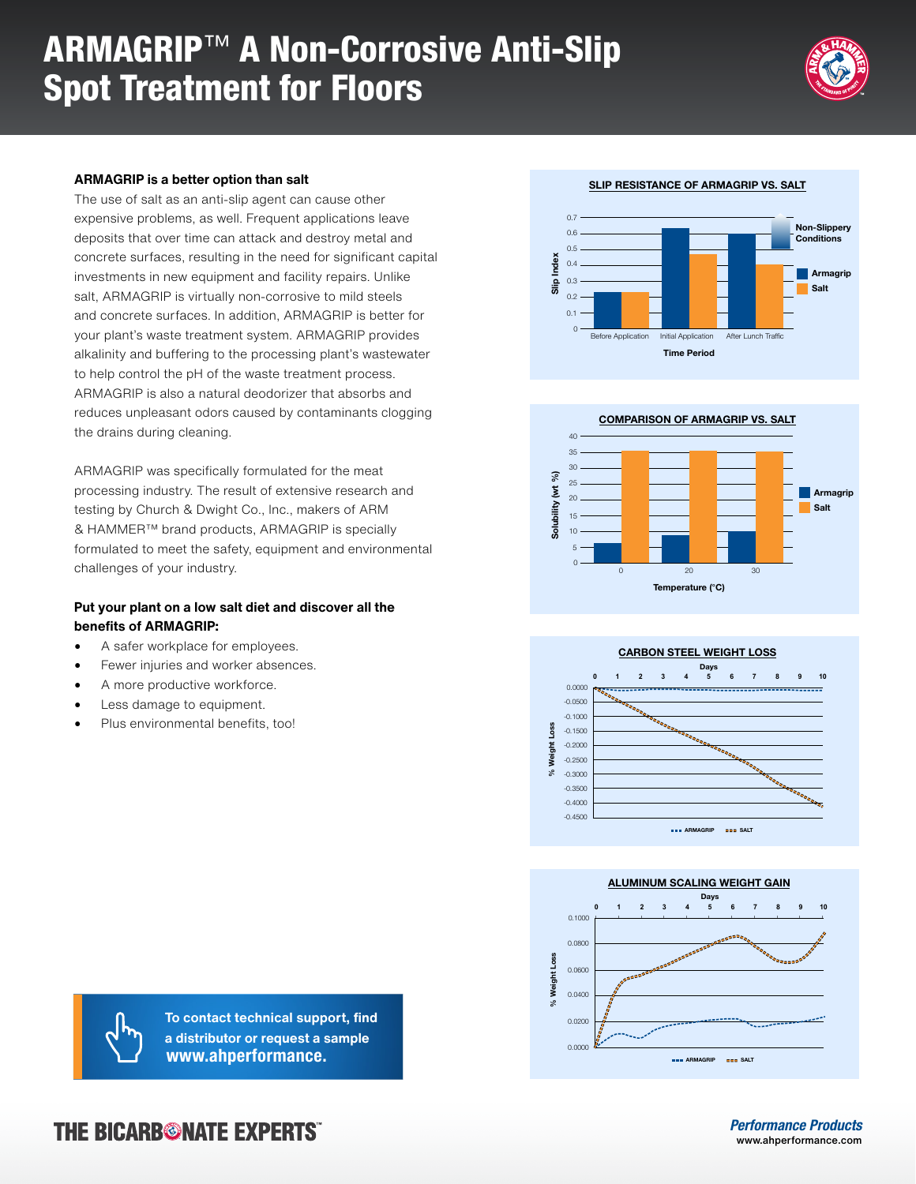# ARMAGRIP™ A Non-Corrosive Anti-Slip Spot Treatment for Floors

**ARMAGRIP is a better option than salt**

The use of salt as an anti-slip agent can cause other expensive problems, as well. Frequent applications leave deposits that over time can attack and destroy metal and concrete surfaces, resulting in the need for significant capital investments in new equipment and facility repairs. Unlike salt, ARMAGRIP is virtually non-corrosive to mild steels and concrete surfaces. In addition, ARMAGRIP is better for your plant's waste treatment system. ARMAGRIP provides alkalinity and buffering to the processing plant's wastewater to help control the pH of the waste treatment process. ARMAGRIP is also a natural deodorizer that absorbs and reduces unpleasant odors caused by contaminants clogging the drains during cleaning.

ARMAGRIP was specifically formulated for the meat processing industry. The result of extensive research and testing by Church & Dwight Co., Inc., makers of ARM & HAMMER™ brand products, ARMAGRIP is specially formulated to meet the safety, equipment and environmental challenges of your industry.

**Put your plant on a low salt diet and discover all the benefits of ARMAGRIP:**

- A safer workplace for employees.
- Fewer injuries and worker absences.
- A more productive workforce.
- Less damage to equipment.
- Plus environmental benefits, too!

**To contact technical support, find a distributor or request a sample www.ahperformance.**

**SLIP RESISTANCE OF ARMAGRIP VS. SALT**

Slip Index: 0, 0.1, 0.2, 0.3, 0.4, 0.5, 0.6, 0.7

Time Period: Before Application, Initial Application, After Lunch Traffic

Non-Slippery Conditions

Armagrip
Salt

**COMPARISON OF ARMAGRIP VS. SALT**

Solubility (wt %): 0, 5, 10, 15, 20, 25, 30, 35, 40

Temperature (°C): 0, 20, 30

Armagrip
Salt

**CARBON STEEL WEIGHT LOSS**

Days: 0, 1, 2, 3, 4, 5, 6, 7, 8, 9, 10

% Weight Loss: 0.0000, -0.0500, -0.1000, -0.1500, -0.2000, -0.2500, -0.3000, -0.3500, -0.4000, -0.4500

ARMAGRIP
SALT

**ALUMINUM SCALING WEIGHT GAIN**

Days: 0, 1, 2, 3, 4, 5, 6, 7, 8, 9, 10

% Weight Loss: 0.0000, 0.0200, 0.0400, 0.0600, 0.0800, 0.1000

ARMAGRIP
SALT

THE BICARBONATE EXPERTS™

*Performance Products*
www.ahperformance.com